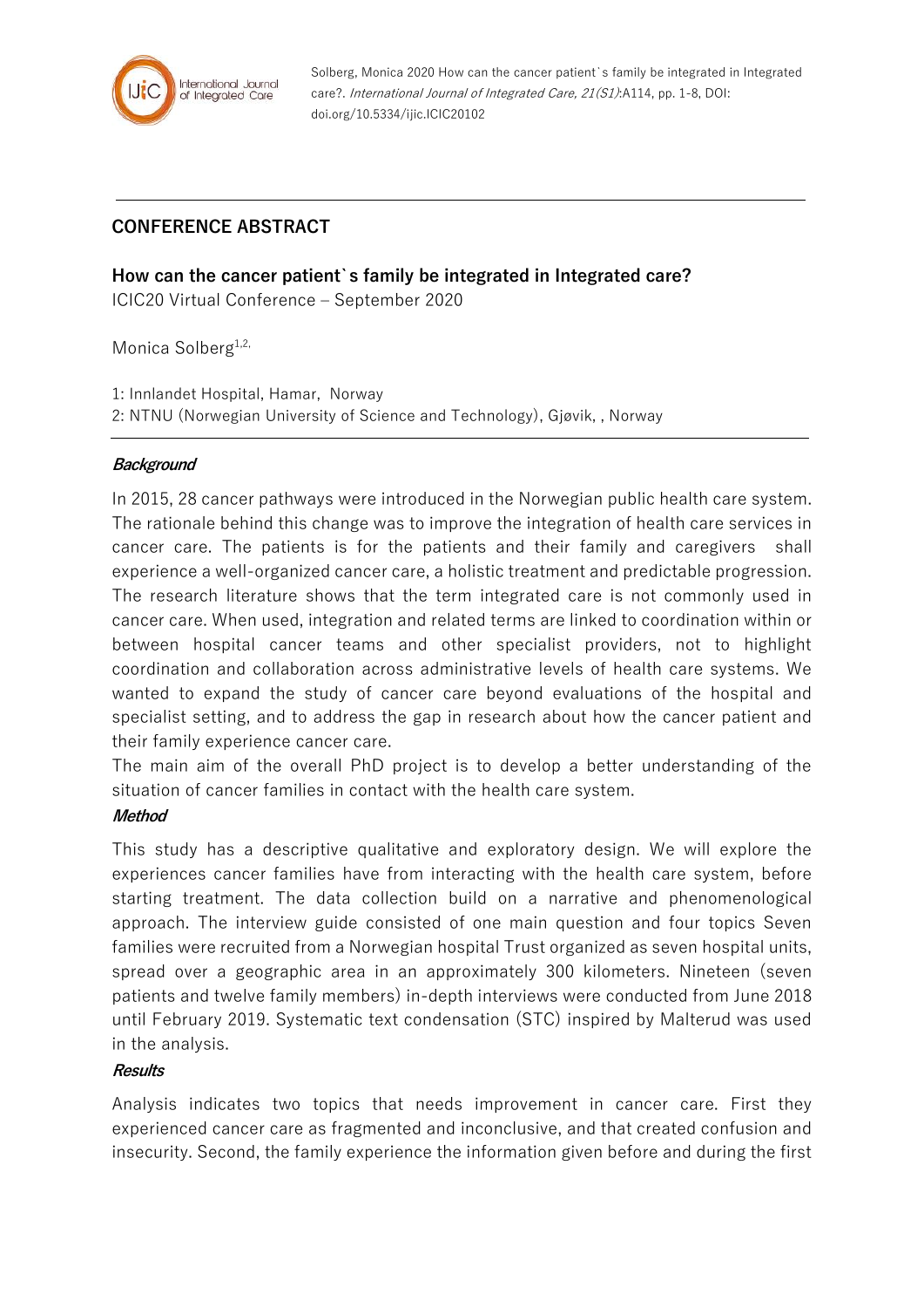Solberg, Monica 2020 How can the cancer patient`s family be integrated in Integrated care?. *International Journal of Integrated Care, 21(S1)*:A114, pp. 1-8, DOI: doi.org/10.5334/ijic.ICIC20102

## CONFERENCE ABSTRACT

**How can the cancer patient`s family be integrated in Integrated care?**

ICIC20 Virtual Conference – September 2020

Monica Solberg[1,2,]

1: Innlandet Hospital, Hamar, Norway

2: NTNU (Norwegian University of Science and Technology), Gjøvik, , Norway

### *Background*

In 2015, 28 cancer pathways were introduced in the Norwegian public health care system. The rationale behind this change was to improve the integration of health care services in cancer care. The patients is for the patients and their family and caregivers shall experience a well-organized cancer care, a holistic treatment and predictable progression. The research literature shows that the term integrated care is not commonly used in cancer care. When used, integration and related terms are linked to coordination within or between hospital cancer teams and other specialist providers, not to highlight coordination and collaboration across administrative levels of health care systems. We wanted to expand the study of cancer care beyond evaluations of the hospital and specialist setting, and to address the gap in research about how the cancer patient and their family experience cancer care.

The main aim of the overall PhD project is to develop a better understanding of the situation of cancer families in contact with the health care system.

### *Method*

This study has a descriptive qualitative and exploratory design. We will explore the experiences cancer families have from interacting with the health care system, before starting treatment. The data collection build on a narrative and phenomenological approach. The interview guide consisted of one main question and four topics Seven families were recruited from a Norwegian hospital Trust organized as seven hospital units, spread over a geographic area in an approximately 300 kilometers. Nineteen (seven patients and twelve family members) in-depth interviews were conducted from June 2018 until February 2019. Systematic text condensation (STC) inspired by Malterud was used in the analysis.

### *Results*

Analysis indicates two topics that needs improvement in cancer care. First they experienced cancer care as fragmented and inconclusive, and that created confusion and insecurity. Second, the family experience the information given before and during the first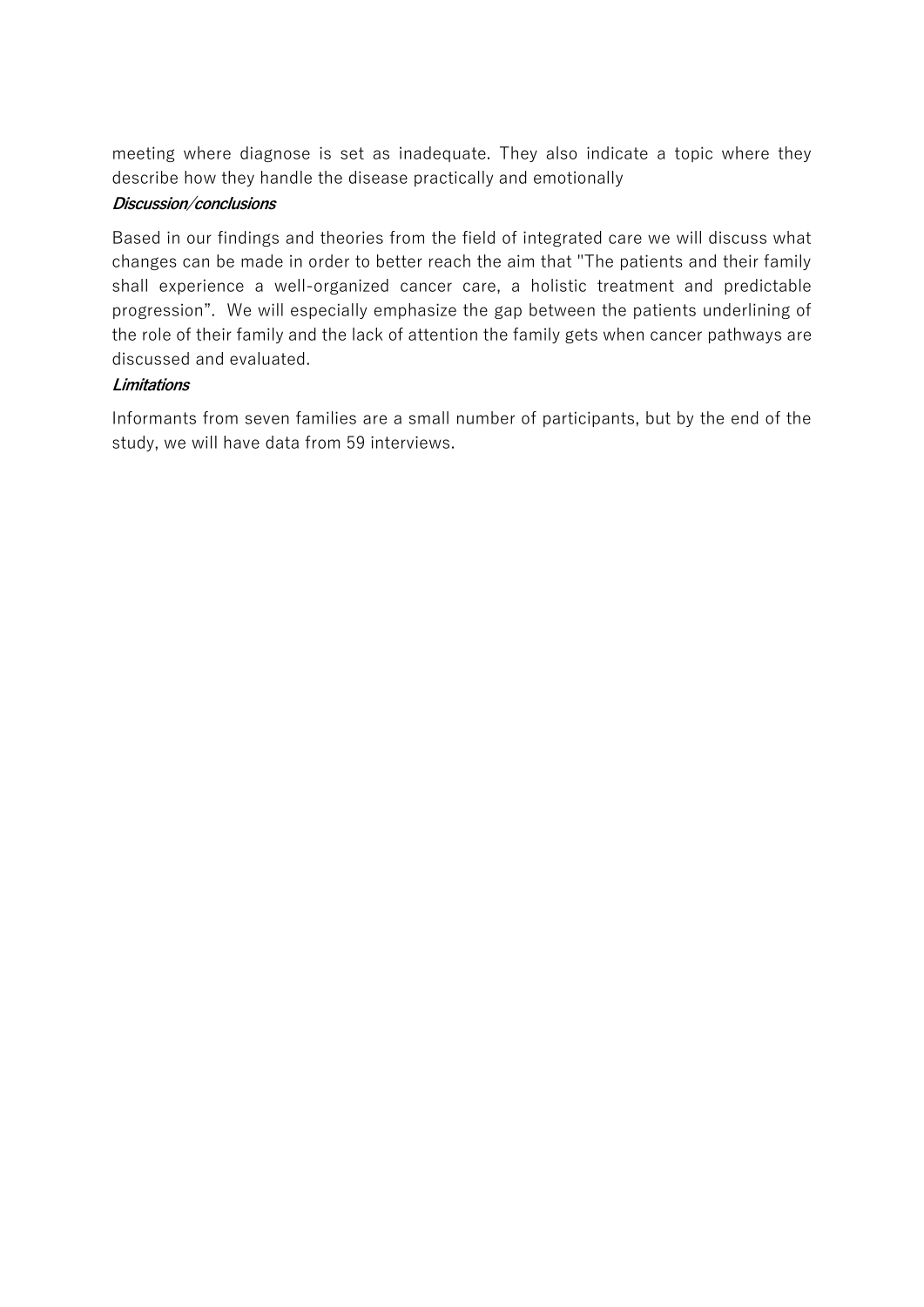meeting where diagnose is set as inadequate. They also indicate a topic where they describe how they handle the disease practically and emotionally

***Discussion/conclusions***

Based in our findings and theories from the field of integrated care we will discuss what changes can be made in order to better reach the aim that "The patients and their family shall experience a well-organized cancer care, a holistic treatment and predictable progression". We will especially emphasize the gap between the patients underlining of the role of their family and the lack of attention the family gets when cancer pathways are discussed and evaluated.

***Limitations***

Informants from seven families are a small number of participants, but by the end of the study, we will have data from 59 interviews.